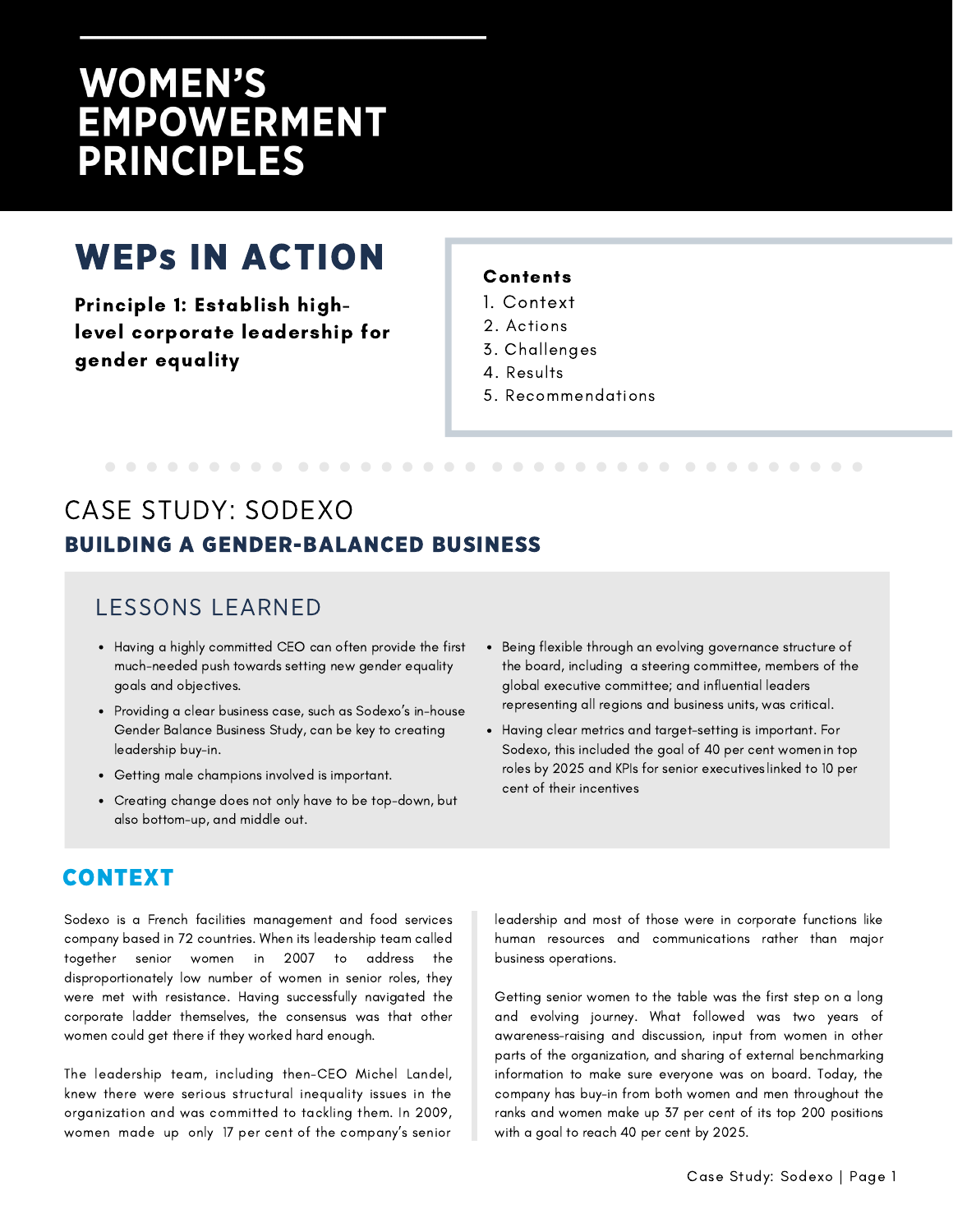# WOMEN'S EMPOWERMENT PRINCIPLES

## WEPs IN ACTION

**Principle 1: Establish high-level corporate leadership for gender equality**

**Contents**

1. Context
2. Actions
3. Challenges
4. Results
5. Recommendations

# CASE STUDY: SODEXO

## BUILDING A GENDER-BALANCED BUSINESS

### LESSONS LEARNED

- Having a highly committed CEO can often provide the first much-needed push towards setting new gender equality goals and objectives.
- Providing a clear business case, such as Sodexo's in-house Gender Balance Business Study, can be key to creating leadership buy-in.
- Getting male champions involved is important.
- Creating change does not only have to be top-down, but also bottom-up, and middle out.
- Being flexible through an evolving governance structure of the board, including a steering committee, members of the global executive committee; and influential leaders representing all regions and business units, was critical.
- Having clear metrics and target-setting is important. For Sodexo, this included the goal of 40 per cent women in top roles by 2025 and KPIs for senior executives linked to 10 per cent of their incentives

## CONTEXT

Sodexo is a French facilities management and food services company based in 72 countries. When its leadership team called together senior women in 2007 to address the disproportionately low number of women in senior roles, they were met with resistance. Having successfully navigated the corporate ladder themselves, the consensus was that other women could get there if they worked hard enough.

The leadership team, including then-CEO Michel Landel, knew there were serious structural inequality issues in the organization and was committed to tackling them. In 2009, women made up only 17 per cent of the company's senior leadership and most of those were in corporate functions like human resources and communications rather than major business operations.

Getting senior women to the table was the first step on a long and evolving journey. What followed was two years of awareness-raising and discussion, input from women in other parts of the organization, and sharing of external benchmarking information to make sure everyone was on board. Today, the company has buy-in from both women and men throughout the ranks and women make up 37 per cent of its top 200 positions with a goal to reach 40 per cent by 2025.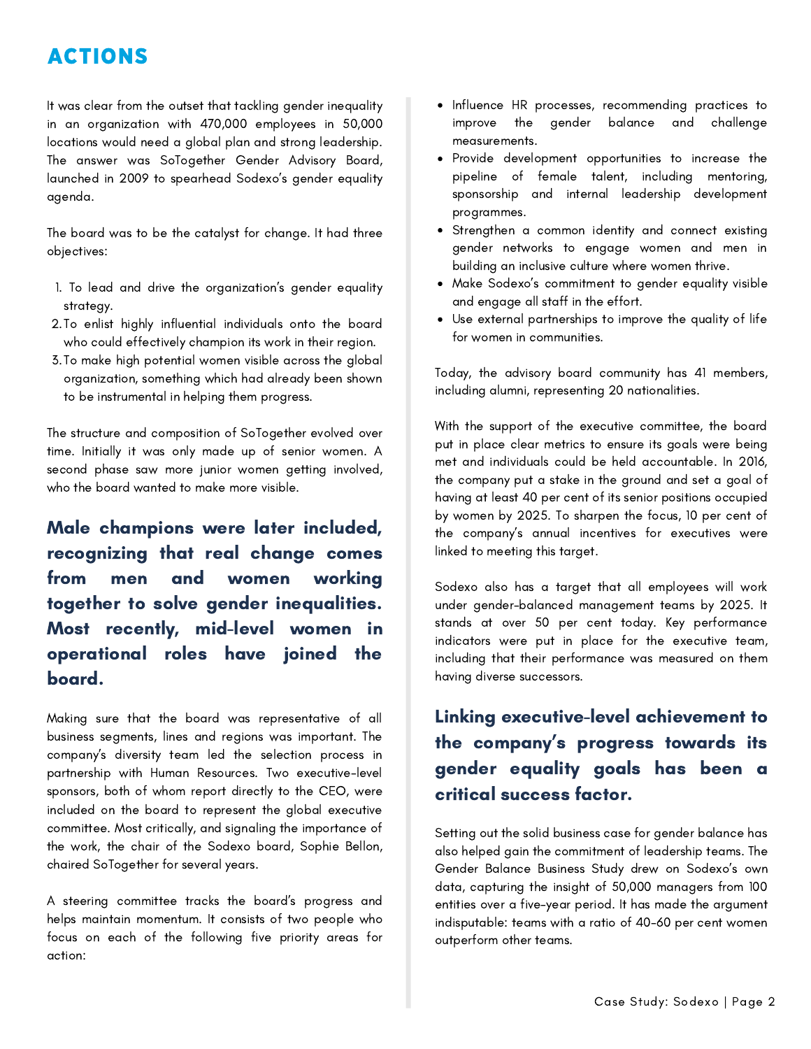# ACTIONS

It was clear from the outset that tackling gender inequality in an organization with 470,000 employees in 50,000 locations would need a global plan and strong leadership. The answer was SoTogether Gender Advisory Board, launched in 2009 to spearhead Sodexo's gender equality agenda.

The board was to be the catalyst for change. It had three objectives:

1. To lead and drive the organization's gender equality strategy.
2. To enlist highly influential individuals onto the board who could effectively champion its work in their region.
3. To make high potential women visible across the global organization, something which had already been shown to be instrumental in helping them progress.

The structure and composition of SoTogether evolved over time. Initially it was only made up of senior women. A second phase saw more junior women getting involved, who the board wanted to make more visible.

**Male champions were later included, recognizing that real change comes from men and women working together to solve gender inequalities. Most recently, mid-level women in operational roles have joined the board.**

Making sure that the board was representative of all business segments, lines and regions was important. The company's diversity team led the selection process in partnership with Human Resources. Two executive-level sponsors, both of whom report directly to the CEO, were included on the board to represent the global executive committee. Most critically, and signaling the importance of the work, the chair of the Sodexo board, Sophie Bellon, chaired SoTogether for several years.

A steering committee tracks the board's progress and helps maintain momentum. It consists of two people who focus on each of the following five priority areas for action:

- Influence HR processes, recommending practices to improve the gender balance and challenge measurements.
- Provide development opportunities to increase the pipeline of female talent, including mentoring, sponsorship and internal leadership development programmes.
- Strengthen a common identity and connect existing gender networks to engage women and men in building an inclusive culture where women thrive.
- Make Sodexo's commitment to gender equality visible and engage all staff in the effort.
- Use external partnerships to improve the quality of life for women in communities.

Today, the advisory board community has 41 members, including alumni, representing 20 nationalities.

With the support of the executive committee, the board put in place clear metrics to ensure its goals were being met and individuals could be held accountable. In 2016, the company put a stake in the ground and set a goal of having at least 40 per cent of its senior positions occupied by women by 2025. To sharpen the focus, 10 per cent of the company's annual incentives for executives were linked to meeting this target.

Sodexo also has a target that all employees will work under gender-balanced management teams by 2025. It stands at over 50 per cent today. Key performance indicators were put in place for the executive team, including that their performance was measured on them having diverse successors.

**Linking executive-level achievement to the company's progress towards its gender equality goals has been a critical success factor.**

Setting out the solid business case for gender balance has also helped gain the commitment of leadership teams. The Gender Balance Business Study drew on Sodexo's own data, capturing the insight of 50,000 managers from 100 entities over a five-year period. It has made the argument indisputable: teams with a ratio of 40-60 per cent women outperform other teams.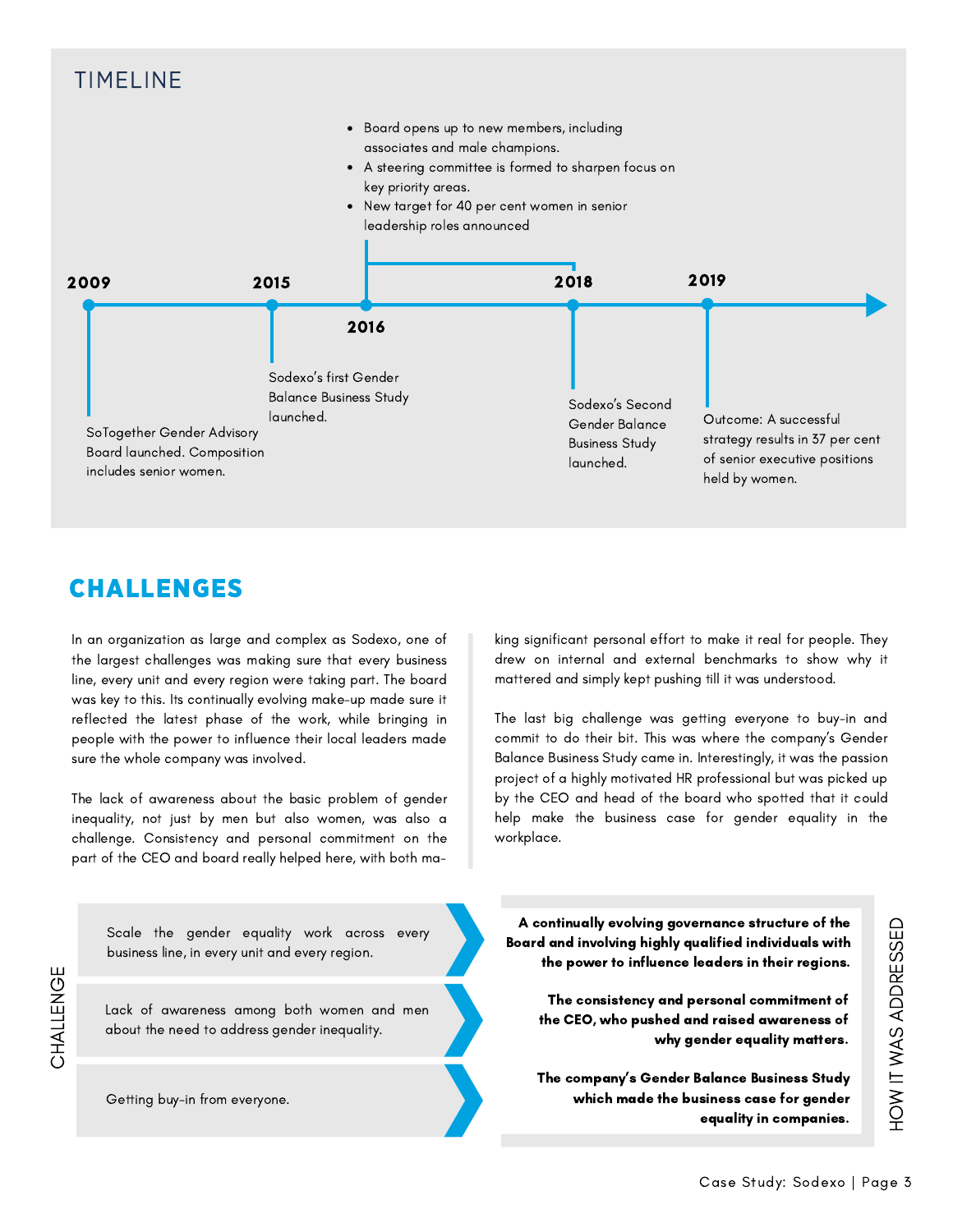## TIMELINE

- **2009** — SoTogether Gender Advisory Board launched. Composition includes senior women.
- **2015** — Sodexo's first Gender Balance Business Study launched.
- **2016–2018**
  - Board opens up to new members, including associates and male champions.
  - A steering committee is formed to sharpen focus on key priority areas.
  - New target for 40 per cent women in senior leadership roles announced
- **2018** — Sodexo's Second Gender Balance Business Study launched.
- **2019** — Outcome: A successful strategy results in 37 per cent of senior executive positions held by women.

## CHALLENGES

In an organization as large and complex as Sodexo, one of the largest challenges was making sure that every business line, every unit and every region were taking part. The board was key to this. Its continually evolving make-up made sure it reflected the latest phase of the work, while bringing in people with the power to influence their local leaders made sure the whole company was involved.

The lack of awareness about the basic problem of gender inequality, not just by men but also women, was also a challenge. Consistency and personal commitment on the part of the CEO and board really helped here, with both making significant personal effort to make it real for people. They drew on internal and external benchmarks to show why it mattered and simply kept pushing till it was understood.

The last big challenge was getting everyone to buy-in and commit to do their bit. This was where the company's Gender Balance Business Study came in. Interestingly, it was the passion project of a highly motivated HR professional but was picked up by the CEO and head of the board who spotted that it could help make the business case for gender equality in the workplace.

| CHALLENGE | HOW IT WAS ADDRESSED |
| --- | --- |
| Scale the gender equality work across every business line, in every unit and every region. | **A continually evolving governance structure of the Board and involving highly qualified individuals with the power to influence leaders in their regions.** |
| Lack of awareness among both women and men about the need to address gender inequality. | **The consistency and personal commitment of the CEO, who pushed and raised awareness of why gender equality matters.** |
| Getting buy-in from everyone. | **The company's Gender Balance Business Study which made the business case for gender equality in companies.** |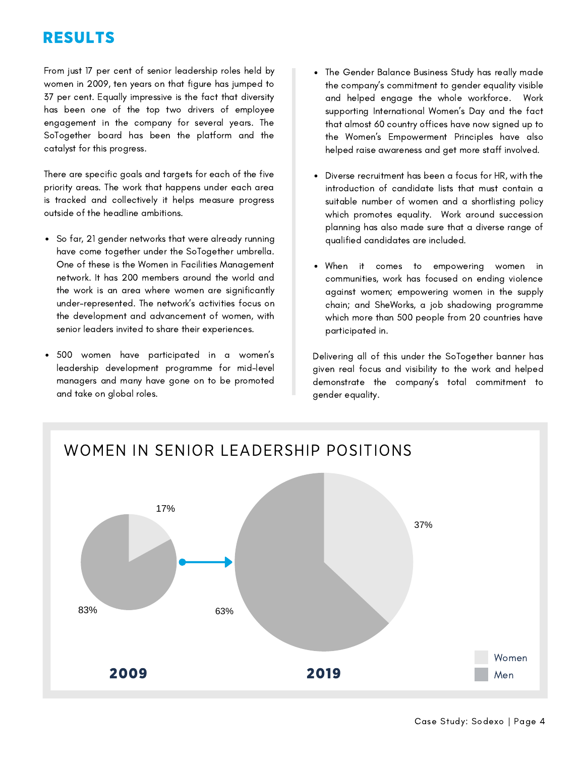# RESULTS

From just 17 per cent of senior leadership roles held by women in 2009, ten years on that figure has jumped to 37 per cent. Equally impressive is the fact that diversity has been one of the top two drivers of employee engagement in the company for several years. The SoTogether board has been the platform and the catalyst for this progress.

There are specific goals and targets for each of the five priority areas. The work that happens under each area is tracked and collectively it helps measure progress outside of the headline ambitions.

- So far, 21 gender networks that were already running have come together under the SoTogether umbrella. One of these is the Women in Facilities Management network. It has 200 members around the world and the work is an area where women are significantly under-represented. The network's activities focus on the development and advancement of women, with senior leaders invited to share their experiences.

- 500 women have participated in a women's leadership development programme for mid-level managers and many have gone on to be promoted and take on global roles.

- The Gender Balance Business Study has really made the company's commitment to gender equality visible and helped engage the whole workforce. Work supporting International Women's Day and the fact that almost 60 country offices have now signed up to the Women's Empowerment Principles have also helped raise awareness and get more staff involved.

- Diverse recruitment has been a focus for HR, with the introduction of candidate lists that must contain a suitable number of women and a shortlisting policy which promotes equality. Work around succession planning has also made sure that a diverse range of qualified candidates are included.

- When it comes to empowering women in communities, work has focused on ending violence against women; empowering women in the supply chain; and SheWorks, a job shadowing programme which more than 500 people from 20 countries have participated in.

Delivering all of this under the SoTogether banner has given real focus and visibility to the work and helped demonstrate the company's total commitment to gender equality.

## WOMEN IN SENIOR LEADERSHIP POSITIONS

| Year | Women | Men |
| --- | --- | --- |
| 2009 | 17% | 83% |
| 2019 | 37% | 63% |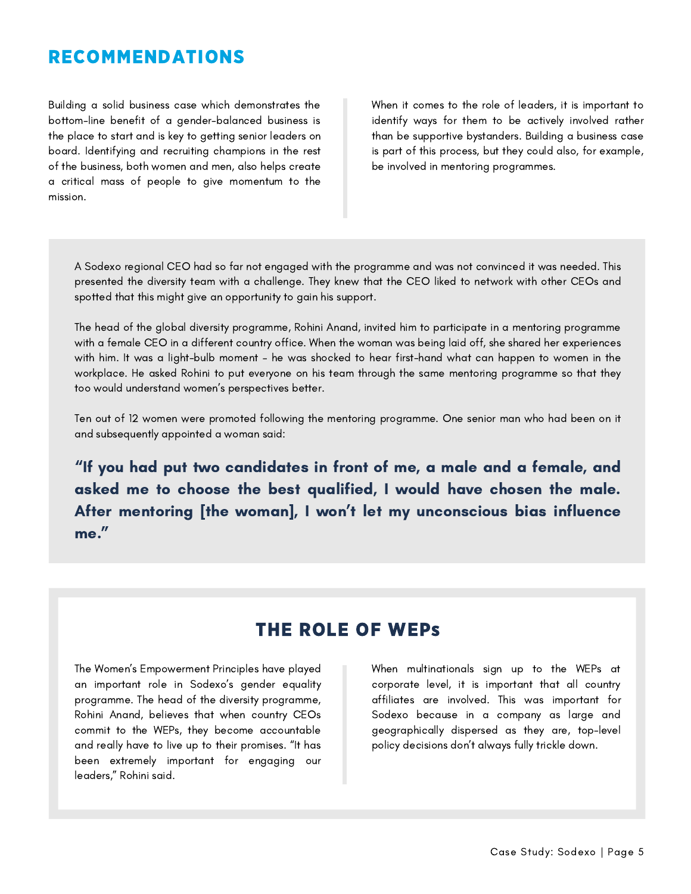## RECOMMENDATIONS

Building a solid business case which demonstrates the bottom-line benefit of a gender-balanced business is the place to start and is key to getting senior leaders on board. Identifying and recruiting champions in the rest of the business, both women and men, also helps create a critical mass of people to give momentum to the mission.

When it comes to the role of leaders, it is important to identify ways for them to be actively involved rather than be supportive bystanders. Building a business case is part of this process, but they could also, for example, be involved in mentoring programmes.

A Sodexo regional CEO had so far not engaged with the programme and was not convinced it was needed. This presented the diversity team with a challenge. They knew that the CEO liked to network with other CEOs and spotted that this might give an opportunity to gain his support.

The head of the global diversity programme, Rohini Anand, invited him to participate in a mentoring programme with a female CEO in a different country office. When the woman was being laid off, she shared her experiences with him. It was a light-bulb moment – he was shocked to hear first-hand what can happen to women in the workplace. He asked Rohini to put everyone on his team through the same mentoring programme so that they too would understand women's perspectives better.

Ten out of 12 women were promoted following the mentoring programme. One senior man who had been on it and subsequently appointed a woman said:

**"If you had put two candidates in front of me, a male and a female, and asked me to choose the best qualified, I would have chosen the male. After mentoring [the woman], I won't let my unconscious bias influence me."**

## THE ROLE OF WEPs

The Women's Empowerment Principles have played an important role in Sodexo's gender equality programme. The head of the diversity programme, Rohini Anand, believes that when country CEOs commit to the WEPs, they become accountable and really have to live up to their promises. "It has been extremely important for engaging our leaders," Rohini said.

When multinationals sign up to the WEPs at corporate level, it is important that all country affiliates are involved. This was important for Sodexo because in a company as large and geographically dispersed as they are, top-level policy decisions don't always fully trickle down.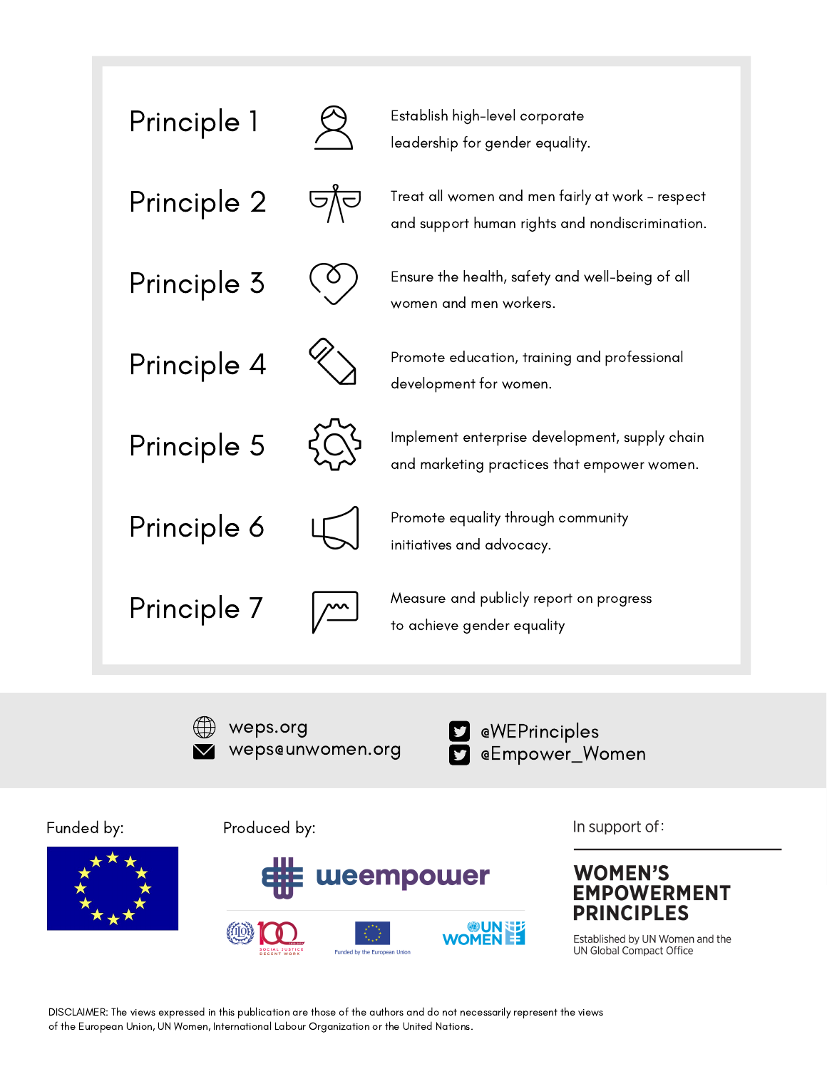| | |
|---|---|
| Principle 1 | Establish high-level corporate leadership for gender equality. |
| Principle 2 | Treat all women and men fairly at work - respect and support human rights and nondiscrimination. |
| Principle 3 | Ensure the health, safety and well-being of all women and men workers. |
| Principle 4 | Promote education, training and professional development for women. |
| Principle 5 | Implement enterprise development, supply chain and marketing practices that empower women. |
| Principle 6 | Promote equality through community initiatives and advocacy. |
| Principle 7 | Measure and publicly report on progress to achieve gender equality |

weps.org
weps@unwomen.org

@WEPrinciples
@Empower_Women

Funded by:

Produced by:

weempower

Funded by the European Union

UN WOMEN

In support of:

**WOMEN'S EMPOWERMENT PRINCIPLES**

Established by UN Women and the UN Global Compact Office

DISCLAIMER: The views expressed in this publication are those of the authors and do not necessarily represent the views of the European Union, UN Women, International Labour Organization or the United Nations.